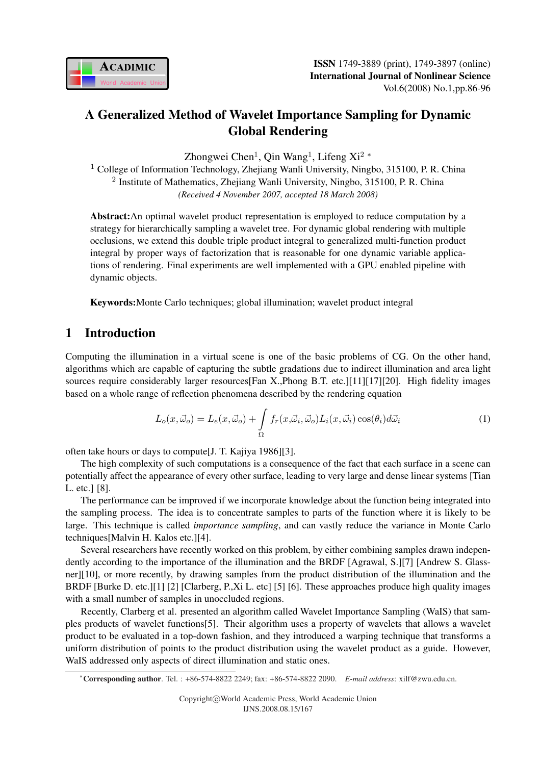# A Generalized Method of Wavelet Importance Sampling for Dynamic Global Rendering

Zhongwei Chen[1], Qin Wang[1], Lifeng Xi[2] *

[1] College of Information Technology, Zhejiang Wanli University, Ningbo, 315100, P. R. China

[2] Institute of Mathematics, Zhejiang Wanli University, Ningbo, 315100, P. R. China

*(Received 4 November 2007, accepted 18 March 2008)*

**Abstract:** An optimal wavelet product representation is employed to reduce computation by a strategy for hierarchically sampling a wavelet tree. For dynamic global rendering with multiple occlusions, we extend this double triple product integral to generalized multi-function product integral by proper ways of factorization that is reasonable for one dynamic variable applications of rendering. Final experiments are well implemented with a GPU enabled pipeline with dynamic objects.

**Keywords:** Monte Carlo techniques; global illumination; wavelet product integral

## 1 Introduction

Computing the illumination in a virtual scene is one of the basic problems of CG. On the other hand, algorithms which are capable of capturing the subtle gradations due to indirect illumination and area light sources require considerably larger resources[Fan X.,Phong B.T. etc.][11][17][20]. High fidelity images based on a whole range of reflection phenomena described by the rendering equation

$$L_o(x, \vec{\omega}_o) = L_e(x, \vec{\omega}_o) + \int_{\Omega} f_r(x, \vec{\omega}_i, \vec{\omega}_o) L_i(x, \vec{\omega}_i) \cos(\theta_i) d\vec{\omega}_i \quad (1)$$

often take hours or days to compute[J. T. Kajiya 1986][3].

The high complexity of such computations is a consequence of the fact that each surface in a scene can potentially affect the appearance of every other surface, leading to very large and dense linear systems [Tian L. etc.] [8].

The performance can be improved if we incorporate knowledge about the function being integrated into the sampling process. The idea is to concentrate samples to parts of the function where it is likely to be large. This technique is called *importance sampling*, and can vastly reduce the variance in Monte Carlo techniques[Malvin H. Kalos etc.][4].

Several researchers have recently worked on this problem, by either combining samples drawn independently according to the importance of the illumination and the BRDF [Agrawal, S.][7] [Andrew S. Glassner][10], or more recently, by drawing samples from the product distribution of the illumination and the BRDF [Burke D. etc.][1] [2] [Clarberg, P.,Xi L. etc] [5] [6]. These approaches produce high quality images with a small number of samples in unoccluded regions.

Recently, Clarberg et al. presented an algorithm called Wavelet Importance Sampling (WaIS) that samples products of wavelet functions[5]. Their algorithm uses a property of wavelets that allows a wavelet product to be evaluated in a top-down fashion, and they introduced a warping technique that transforms a uniform distribution of points to the product distribution using the wavelet product as a guide. However, WaIS addressed only aspects of direct illumination and static ones.

*Corresponding author. Tel. : +86-574-8822 2249; fax: +86-574-8822 2090. *E-mail address*: xilf@zwu.edu.cn.

Copyright©World Academic Press, World Academic Union
IJNS.2008.08.15/167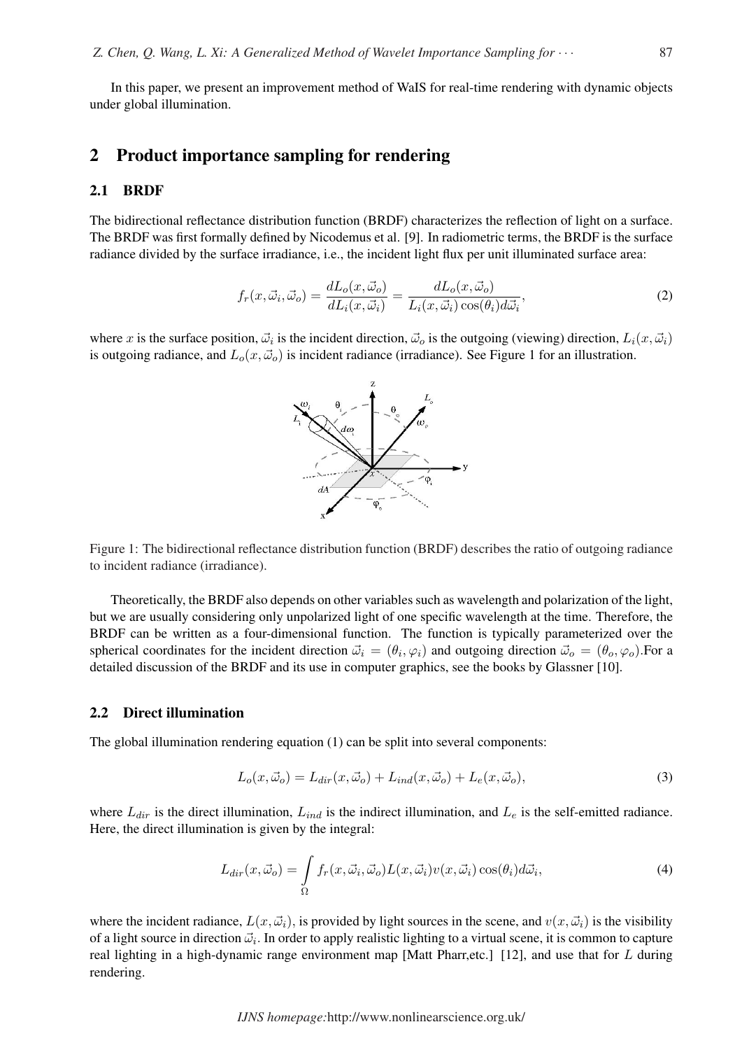In this paper, we present an improvement method of WaIS for real-time rendering with dynamic objects under global illumination.

## 2 Product importance sampling for rendering

### 2.1 BRDF

The bidirectional reflectance distribution function (BRDF) characterizes the reflection of light on a surface. The BRDF was first formally defined by Nicodemus et al. [9]. In radiometric terms, the BRDF is the surface radiance divided by the surface irradiance, i.e., the incident light flux per unit illuminated surface area:

$$f_r(x, \vec{\omega}_i, \vec{\omega}_o) = \frac{dL_o(x, \vec{\omega}_o)}{dL_i(x, \vec{\omega}_i)} = \frac{dL_o(x, \vec{\omega}_o)}{L_i(x, \vec{\omega}_i)\cos(\theta_i)d\vec{\omega}_i}, \tag{2}$$

where $x$ is the surface position, $\vec{\omega}_i$ is the incident direction, $\vec{\omega}_o$ is the outgoing (viewing) direction, $L_i(x, \vec{\omega}_i)$ is outgoing radiance, and $L_o(x, \vec{\omega}_o)$ is incident radiance (irradiance). See Figure 1 for an illustration.

Figure 1: The bidirectional reflectance distribution function (BRDF) describes the ratio of outgoing radiance to incident radiance (irradiance).

Theoretically, the BRDF also depends on other variables such as wavelength and polarization of the light, but we are usually considering only unpolarized light of one specific wavelength at the time. Therefore, the BRDF can be written as a four-dimensional function. The function is typically parameterized over the spherical coordinates for the incident direction $\vec{\omega}_i = (\theta_i, \varphi_i)$ and outgoing direction $\vec{\omega}_o = (\theta_o, \varphi_o)$.For a detailed discussion of the BRDF and its use in computer graphics, see the books by Glassner [10].

### 2.2 Direct illumination

The global illumination rendering equation (1) can be split into several components:

$$L_o(x, \vec{\omega}_o) = L_{dir}(x, \vec{\omega}_o) + L_{ind}(x, \vec{\omega}_o) + L_e(x, \vec{\omega}_o), \tag{3}$$

where $L_{dir}$ is the direct illumination, $L_{ind}$ is the indirect illumination, and $L_e$ is the self-emitted radiance. Here, the direct illumination is given by the integral:

$$L_{dir}(x, \vec{\omega}_o) = \int_{\Omega} f_r(x, \vec{\omega}_i, \vec{\omega}_o) L(x, \vec{\omega}_i) v(x, \vec{\omega}_i) \cos(\theta_i) d\vec{\omega}_i, \tag{4}$$

where the incident radiance, $L(x, \vec{\omega}_i)$, is provided by light sources in the scene, and $v(x, \vec{\omega}_i)$ is the visibility of a light source in direction $\vec{\omega}_i$. In order to apply realistic lighting to a virtual scene, it is common to capture real lighting in a high-dynamic range environment map [Matt Pharr,etc.] [12], and use that for $L$ during rendering.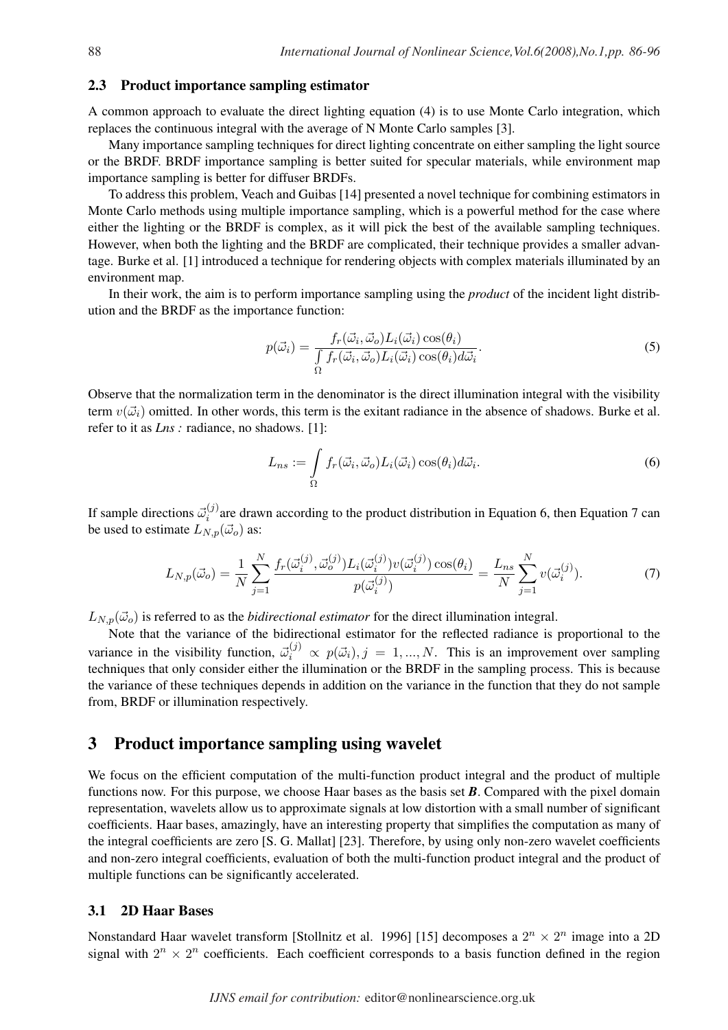### 2.3 Product importance sampling estimator

A common approach to evaluate the direct lighting equation (4) is to use Monte Carlo integration, which replaces the continuous integral with the average of N Monte Carlo samples [3].

Many importance sampling techniques for direct lighting concentrate on either sampling the light source or the BRDF. BRDF importance sampling is better suited for specular materials, while environment map importance sampling is better for diffuser BRDFs.

To address this problem, Veach and Guibas [14] presented a novel technique for combining estimators in Monte Carlo methods using multiple importance sampling, which is a powerful method for the case where either the lighting or the BRDF is complex, as it will pick the best of the available sampling techniques. However, when both the lighting and the BRDF are complicated, their technique provides a smaller advantage. Burke et al. [1] introduced a technique for rendering objects with complex materials illuminated by an environment map.

In their work, the aim is to perform importance sampling using the *product* of the incident light distribution and the BRDF as the importance function:

$$p(\vec{\omega}_i) = \frac{f_r(\vec{\omega}_i, \vec{\omega}_o) L_i(\vec{\omega}_i) \cos(\theta_i)}{\int\limits_{\Omega} f_r(\vec{\omega}_i, \vec{\omega}_o) L_i(\vec{\omega}_i) \cos(\theta_i) d\vec{\omega}_i}. \tag{5}$$

Observe that the normalization term in the denominator is the direct illumination integral with the visibility term $v(\vec{\omega}_i)$ omitted. In other words, this term is the exitant radiance in the absence of shadows. Burke et al. refer to it as *Lns :* radiance, no shadows. [1]:

$$L_{ns} := \int\limits_{\Omega} f_r(\vec{\omega}_i, \vec{\omega}_o) L_i(\vec{\omega}_i) \cos(\theta_i) d\vec{\omega}_i. \tag{6}$$

If sample directions $\vec{\omega}_i^{(j)}$are drawn according to the product distribution in Equation 6, then Equation 7 can be used to estimate $L_{N,p}(\vec{\omega}_o)$ as:

$$L_{N,p}(\vec{\omega}_o) = \frac{1}{N} \sum_{j=1}^{N} \frac{f_r(\vec{\omega}_i^{(j)}, \vec{\omega}_o^{(j)}) L_i(\vec{\omega}_i^{(j)}) v(\vec{\omega}_i^{(j)}) \cos(\theta_i)}{p(\vec{\omega}_i^{(j)})} = \frac{L_{ns}}{N} \sum_{j=1}^{N} v(\vec{\omega}_i^{(j)}). \tag{7}$$

$L_{N,p}(\vec{\omega}_o)$ is referred to as the *bidirectional estimator* for the direct illumination integral.

Note that the variance of the bidirectional estimator for the reflected radiance is proportional to the variance in the visibility function, $\vec{\omega}_i^{(j)} \propto p(\vec{\omega}_i), j = 1, ..., N$. This is an improvement over sampling techniques that only consider either the illumination or the BRDF in the sampling process. This is because the variance of these techniques depends in addition on the variance in the function that they do not sample from, BRDF or illumination respectively.

## 3 Product importance sampling using wavelet

We focus on the efficient computation of the multi-function product integral and the product of multiple functions now. For this purpose, we choose Haar bases as the basis set ***B***. Compared with the pixel domain representation, wavelets allow us to approximate signals at low distortion with a small number of significant coefficients. Haar bases, amazingly, have an interesting property that simplifies the computation as many of the integral coefficients are zero [S. G. Mallat] [23]. Therefore, by using only non-zero wavelet coefficients and non-zero integral coefficients, evaluation of both the multi-function product integral and the product of multiple functions can be significantly accelerated.

### 3.1 2D Haar Bases

Nonstandard Haar wavelet transform [Stollnitz et al. 1996] [15] decomposes a $2^n \times 2^n$ image into a 2D signal with $2^n \times 2^n$ coefficients. Each coefficient corresponds to a basis function defined in the region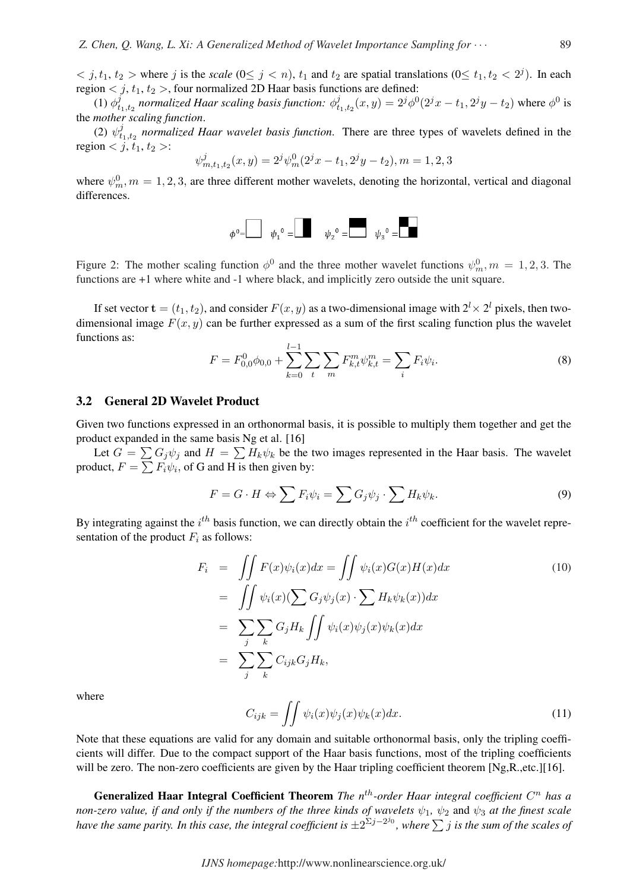$< j, t_1, t_2 >$ where $j$ is the *scale* ($0 \leq j < n$), $t_1$ and $t_2$ are spatial translations ($0 \leq t_1, t_2 < 2^j$). In each region $< j, t_1, t_2 >$, four normalized 2D Haar basis functions are defined:

(1) $\phi^j_{t_1,t_2}$ *normalized Haar scaling basis function:* $\phi^j_{t_1,t_2}(x, y) = 2^j \phi^0(2^j x - t_1, 2^j y - t_2)$ where $\phi^0$ is the *mother scaling function*.

(2) $\psi^j_{t_1,t_2}$ *normalized Haar wavelet basis function*. There are three types of wavelets defined in the region $< j, t_1, t_2 >$:

$$\psi^j_{m,t_1,t_2}(x, y) = 2^j \psi^0_m(2^j x - t_1, 2^j y - t_2), m = 1, 2, 3$$

where $\psi^0_m, m = 1, 2, 3$, are three different mother wavelets, denoting the horizontal, vertical and diagonal differences.

Figure 2: The mother scaling function $\phi^0$ and the three mother wavelet functions $\psi^0_m, m = 1, 2, 3$. The functions are +1 where white and -1 where black, and implicitly zero outside the unit square.

If set vector $\mathbf{t} = (t_1, t_2)$, and consider $F(x, y)$ as a two-dimensional image with $2^l \times 2^l$ pixels, then two-dimensional image $F(x, y)$ can be further expressed as a sum of the first scaling function plus the wavelet functions as:

$$F = F^0_{0,0}\phi_{0,0} + \sum_{k=0}^{l-1} \sum_t \sum_m F^m_{k,t}\psi^m_{k,t} = \sum_i F_i \psi_i. \tag{8}$$

## 3.2 General 2D Wavelet Product

Given two functions expressed in an orthonormal basis, it is possible to multiply them together and get the product expanded in the same basis Ng et al. [16]

Let $G = \sum G_j \psi_j$ and $H = \sum H_k \psi_k$ be the two images represented in the Haar basis. The wavelet product, $F = \sum F_i \psi_i$, of G and H is then given by:

$$F = G \cdot H \Leftrightarrow \sum F_i \psi_i = \sum G_j \psi_j \cdot \sum H_k \psi_k. \tag{9}$$

By integrating against the $i^{th}$ basis function, we can directly obtain the $i^{th}$ coefficient for the wavelet representation of the product $F_i$ as follows:

$$\begin{aligned} F_i &= \iint F(x)\psi_i(x)dx = \iint \psi_i(x)G(x)H(x)dx \\ &= \iint \psi_i(x)(\sum G_j \psi_j(x) \cdot \sum H_k \psi_k(x))dx \\ &= \sum_j \sum_k G_j H_k \iint \psi_i(x)\psi_j(x)\psi_k(x)dx \\ &= \sum_j \sum_k C_{ijk} G_j H_k, \end{aligned} \tag{10}$$

where

$$C_{ijk} = \iint \psi_i(x)\psi_j(x)\psi_k(x)dx. \tag{11}$$

Note that these equations are valid for any domain and suitable orthonormal basis, only the tripling coefficients will differ. Due to the compact support of the Haar basis functions, most of the tripling coefficients will be zero. The non-zero coefficients are given by the Haar tripling coefficient theorem [Ng,R.,etc.][16].

**Generalized Haar Integral Coefficient Theorem** *The $n^{th}$-order Haar integral coefficient $C^n$ has a non-zero value, if and only if the numbers of the three kinds of wavelets $\psi_1$, $\psi_2$ and $\psi_3$ at the finest scale have the same parity. In this case, the integral coefficient is $\pm 2^{\Sigma j - 2j_0}$, where $\sum j$ is the sum of the scales of*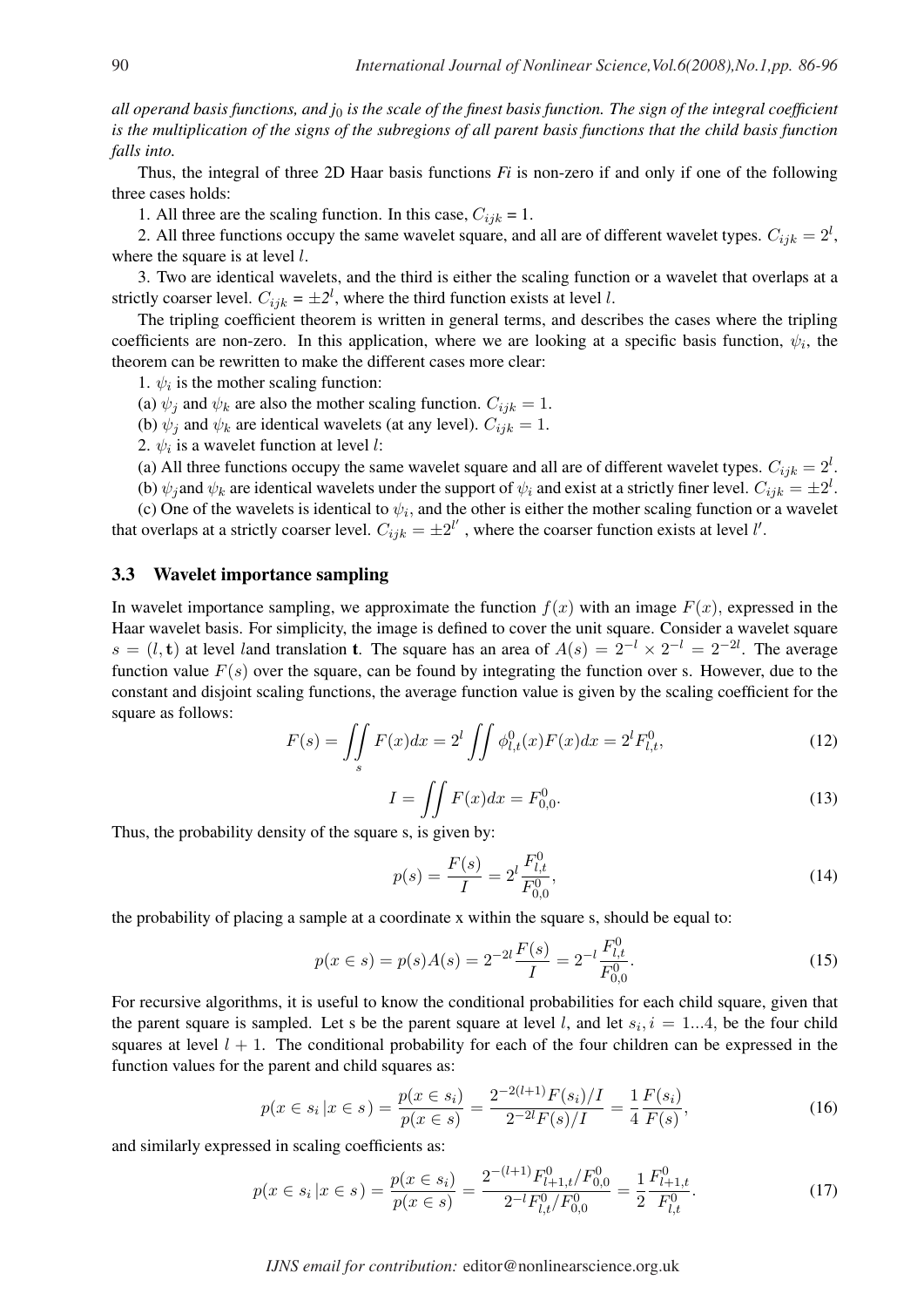*all operand basis functions, and $j_0$ is the scale of the finest basis function. The sign of the integral coefficient is the multiplication of the signs of the subregions of all parent basis functions that the child basis function falls into.*

Thus, the integral of three 2D Haar basis functions *Fi* is non-zero if and only if one of the following three cases holds:

1. All three are the scaling function. In this case, $C_{ijk}$ = 1.

2. All three functions occupy the same wavelet square, and all are of different wavelet types. $C_{ijk} = 2^l$, where the square is at level $l$.

3. Two are identical wavelets, and the third is either the scaling function or a wavelet that overlaps at a strictly coarser level. $C_{ijk} = \pm 2^l$, where the third function exists at level $l$.

The tripling coefficient theorem is written in general terms, and describes the cases where the tripling coefficients are non-zero. In this application, where we are looking at a specific basis function, $\psi_i$, the theorem can be rewritten to make the different cases more clear:

1. $\psi_i$ is the mother scaling function:

(a) $\psi_j$ and $\psi_k$ are also the mother scaling function. $C_{ijk} = 1$.

(b) $\psi_j$ and $\psi_k$ are identical wavelets (at any level). $C_{ijk} = 1$.

2. $\psi_i$ is a wavelet function at level $l$:

(a) All three functions occupy the same wavelet square and all are of different wavelet types. $C_{ijk} = 2^l$.

(b) $\psi_j$and $\psi_k$ are identical wavelets under the support of $\psi_i$ and exist at a strictly finer level. $C_{ijk} = \pm 2^l$.

(c) One of the wavelets is identical to $\psi_i$, and the other is either the mother scaling function or a wavelet that overlaps at a strictly coarser level. $C_{ijk} = \pm 2^{l'}$ , where the coarser function exists at level $l'$.

### 3.3 Wavelet importance sampling

In wavelet importance sampling, we approximate the function $f(x)$ with an image $F(x)$, expressed in the Haar wavelet basis. For simplicity, the image is defined to cover the unit square. Consider a wavelet square $s = (l, \mathbf{t})$ at level $l$and translation $\mathbf{t}$. The square has an area of $A(s) = 2^{-l} \times 2^{-l} = 2^{-2l}$. The average function value $F(s)$ over the square, can be found by integrating the function over s. However, due to the constant and disjoint scaling functions, the average function value is given by the scaling coefficient for the square as follows:

$$F(s) = \iint\limits_{s} F(x)dx = 2^l \iint \phi^0_{l,t}(x)F(x)dx = 2^l F^0_{l,t}, \tag{12}$$

$$I = \iint F(x)dx = F^0_{0,0}. \tag{13}$$

Thus, the probability density of the square s, is given by:

$$p(s) = \frac{F(s)}{I} = 2^l \frac{F^0_{l,t}}{F^0_{0,0}}, \tag{14}$$

the probability of placing a sample at a coordinate x within the square s, should be equal to:

$$p(x \in s) = p(s)A(s) = 2^{-2l}\frac{F(s)}{I} = 2^{-l}\frac{F^0_{l,t}}{F^0_{0,0}}. \tag{15}$$

For recursive algorithms, it is useful to know the conditional probabilities for each child square, given that the parent square is sampled. Let s be the parent square at level $l$, and let $s_i, i = 1...4$, be the four child squares at level $l + 1$. The conditional probability for each of the four children can be expressed in the function values for the parent and child squares as:

$$p(x \in s_i \,| x \in s\,) = \frac{p(x \in s_i)}{p(x \in s)} = \frac{2^{-2(l+1)}F(s_i)/I}{2^{-2l}F(s)/I} = \frac{1}{4}\frac{F(s_i)}{F(s)}, \tag{16}$$

and similarly expressed in scaling coefficients as:

$$p(x \in s_i \,| x \in s\,) = \frac{p(x \in s_i)}{p(x \in s)} = \frac{2^{-(l+1)}F^0_{l+1,t}/F^0_{0,0}}{2^{-l}F^0_{l,t}/F^0_{0,0}} = \frac{1}{2}\frac{F^0_{l+1,t}}{F^0_{l,t}}. \tag{17}$$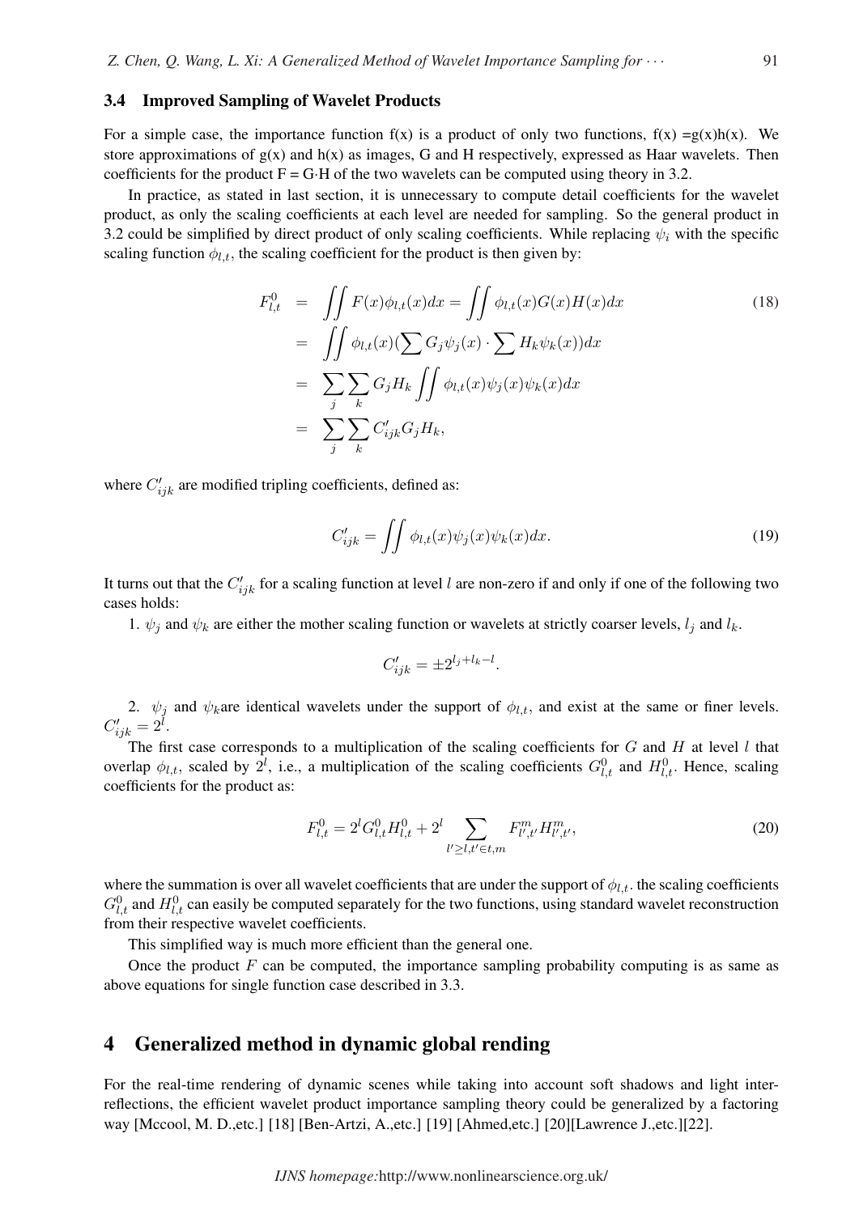### 3.4 Improved Sampling of Wavelet Products

For a simple case, the importance function f(x) is a product of only two functions, f(x) =g(x)h(x). We store approximations of g(x) and h(x) as images, G and H respectively, expressed as Haar wavelets. Then coefficients for the product F = G·H of the two wavelets can be computed using theory in 3.2.

In practice, as stated in last section, it is unnecessary to compute detail coefficients for the wavelet product, as only the scaling coefficients at each level are needed for sampling. So the general product in 3.2 could be simplified by direct product of only scaling coefficients. While replacing $\psi_i$ with the specific scaling function $\phi_{l,t}$, the scaling coefficient for the product is then given by:

$$
\begin{aligned}
F_{l,t}^{0} &= \iint F(x)\phi_{l,t}(x)dx = \iint \phi_{l,t}(x)G(x)H(x)dx \\
&= \iint \phi_{l,t}(x)(\sum G_j\psi_j(x) \cdot \sum H_k\psi_k(x))dx \\
&= \sum_j \sum_k G_jH_k \iint \phi_{l,t}(x)\psi_j(x)\psi_k(x)dx \\
&= \sum_j \sum_k C'_{ijk}G_jH_k,
\end{aligned} \tag{18}
$$

where $C'_{ijk}$ are modified tripling coefficients, defined as:

$$
C'_{ijk} = \iint \phi_{l,t}(x)\psi_j(x)\psi_k(x)dx. \tag{19}
$$

It turns out that the $C'_{ijk}$ for a scaling function at level $l$ are non-zero if and only if one of the following two cases holds:

1. $\psi_j$ and $\psi_k$ are either the mother scaling function or wavelets at strictly coarser levels, $l_j$ and $l_k$.

$$
C'_{ijk} = \pm 2^{l_j + l_k - l}.
$$

2. $\psi_j$ and $\psi_k$are identical wavelets under the support of $\phi_{l,t}$, and exist at the same or finer levels. $C'_{ijk} = 2^l$.

The first case corresponds to a multiplication of the scaling coefficients for $G$ and $H$ at level $l$ that overlap $\phi_{l,t}$, scaled by $2^l$, i.e., a multiplication of the scaling coefficients $G_{l,t}^0$ and $H_{l,t}^0$. Hence, scaling coefficients for the product as:

$$
F_{l,t}^{0} = 2^l G_{l,t}^{0} H_{l,t}^{0} + 2^l \sum_{l' \geq l, t' \in t, m} F_{l',t'}^{m} H_{l',t'}^{m}, \tag{20}
$$

where the summation is over all wavelet coefficients that are under the support of $\phi_{l,t}$. the scaling coefficients $G_{l,t}^0$ and $H_{l,t}^0$ can easily be computed separately for the two functions, using standard wavelet reconstruction from their respective wavelet coefficients.

This simplified way is much more efficient than the general one.

Once the product $F$ can be computed, the importance sampling probability computing is as same as above equations for single function case described in 3.3.

## 4 Generalized method in dynamic global rending

For the real-time rendering of dynamic scenes while taking into account soft shadows and light inter-reflections, the efficient wavelet product importance sampling theory could be generalized by a factoring way [Mccool, M. D.,etc.] [18] [Ben-Artzi, A.,etc.] [19] [Ahmed,etc.] [20][Lawrence J.,etc.][22].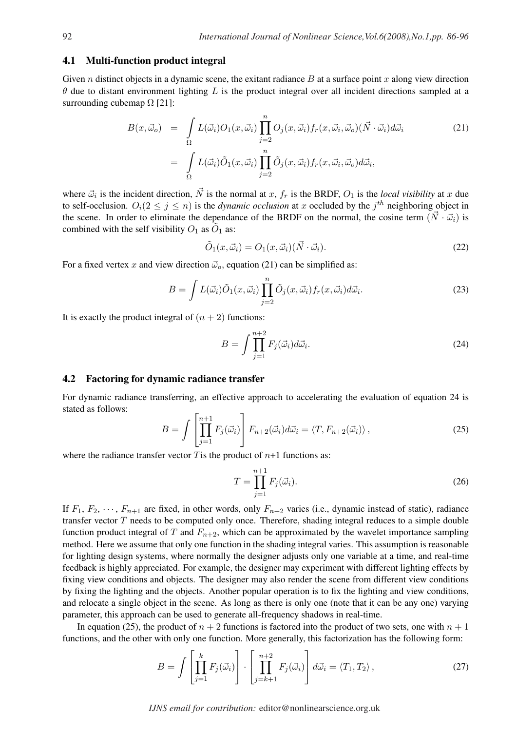### 4.1 Multi-function product integral

Given $n$ distinct objects in a dynamic scene, the exitant radiance $B$ at a surface point $x$ along view direction $\theta$ due to distant environment lighting $L$ is the product integral over all incident directions sampled at a surrounding cubemap $\Omega$ [21]:

$$
\begin{aligned}
B(x,\vec{\omega}_o) &= \int\limits_{\Omega} L(\vec{\omega}_i)O_1(x,\vec{\omega}_i)\prod_{j=2}^{n} O_j(x,\vec{\omega}_i)f_r(x,\vec{\omega}_i,\vec{\omega}_o)(\vec{N}\cdot\vec{\omega}_i)d\vec{\omega}_i \\
&= \int\limits_{\Omega} L(\vec{\omega}_i)\tilde{O}_1(x,\vec{\omega}_i)\prod_{j=2}^{n} \tilde{O}_j(x,\vec{\omega}_i)f_r(x,\vec{\omega}_i,\vec{\omega}_o)d\vec{\omega}_i,
\end{aligned}
\tag{21}
$$

where $\vec{\omega}_i$ is the incident direction, $\vec{N}$ is the normal at $x$, $f_r$ is the BRDF, $O_1$ is the *local visibility* at $x$ due to self-occlusion. $O_i(2 \leq j \leq n)$ is the *dynamic occlusion* at $x$ occluded by the $j^{th}$ neighboring object in the scene. In order to eliminate the dependance of the BRDF on the normal, the cosine term $(\vec{N}\cdot\vec{\omega}_i)$ is combined with the self visibility $O_1$ as $\tilde{O}_1$ as:

$$
\tilde{O}_1(x,\vec{\omega}_i) = O_1(x,\vec{\omega}_i)(\vec{N}\cdot\vec{\omega}_i). \tag{22}
$$

For a fixed vertex $x$ and view direction $\vec{\omega}_o$, equation (21) can be simplified as:

$$
B = \int L(\vec{\omega}_i)\tilde{O}_1(x,\vec{\omega}_i)\prod_{j=2}^{n}\tilde{O}_j(x,\vec{\omega}_i)f_r(x,\vec{\omega}_i)d\vec{\omega}_i. \tag{23}
$$

It is exactly the product integral of $(n+2)$ functions:

$$
B = \int \prod_{j=1}^{n+2} F_j(\vec{\omega}_i)d\vec{\omega}_i. \tag{24}
$$

### 4.2 Factoring for dynamic radiance transfer

For dynamic radiance transferring, an effective approach to accelerating the evaluation of equation 24 is stated as follows:

$$
B = \int \left[\prod_{j=1}^{n+1} F_j(\vec{\omega}_i)\right] F_{n+2}(\vec{\omega}_i)d\vec{\omega}_i = \langle T, F_{n+2}(\vec{\omega}_i)\rangle, \tag{25}
$$

where the radiance transfer vector $T$is the product of $n$+1 functions as:

$$
T = \prod_{j=1}^{n+1} F_j(\vec{\omega}_i). \tag{26}
$$

If $F_1, F_2, \cdots, F_{n+1}$ are fixed, in other words, only $F_{n+2}$ varies (i.e., dynamic instead of static), radiance transfer vector $T$ needs to be computed only once. Therefore, shading integral reduces to a simple double function product integral of $T$ and $F_{n+2}$, which can be approximated by the wavelet importance sampling method. Here we assume that only one function in the shading integral varies. This assumption is reasonable for lighting design systems, where normally the designer adjusts only one variable at a time, and real-time feedback is highly appreciated. For example, the designer may experiment with different lighting effects by fixing view conditions and objects. The designer may also render the scene from different view conditions by fixing the lighting and the objects. Another popular operation is to fix the lighting and view conditions, and relocate a single object in the scene. As long as there is only one (note that it can be any one) varying parameter, this approach can be used to generate all-frequency shadows in real-time.

In equation (25), the product of $n+2$ functions is factored into the product of two sets, one with $n+1$ functions, and the other with only one function. More generally, this factorization has the following form:

$$
B = \int \left[\prod_{j=1}^{k} F_j(\vec{\omega}_i)\right]\cdot\left[\prod_{j=k+1}^{n+2} F_j(\vec{\omega}_i)\right] d\vec{\omega}_i = \langle T_1, T_2\rangle, \tag{27}
$$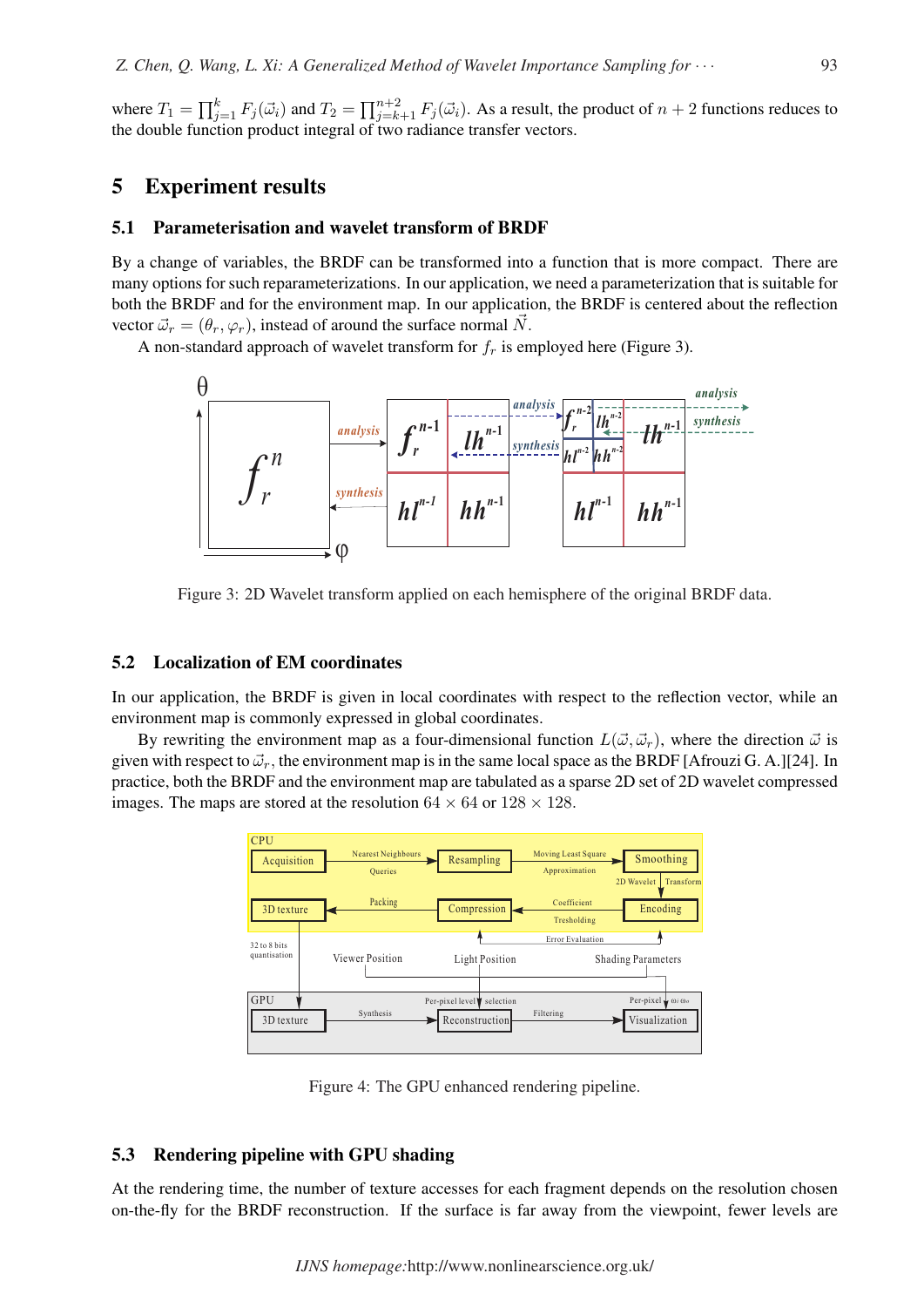where $T_1 = \prod_{j=1}^{k} F_j(\vec{\omega}_i)$ and $T_2 = \prod_{j=k+1}^{n+2} F_j(\vec{\omega}_i)$. As a result, the product of $n+2$ functions reduces to the double function product integral of two radiance transfer vectors.

## 5 Experiment results

### 5.1 Parameterisation and wavelet transform of BRDF

By a change of variables, the BRDF can be transformed into a function that is more compact. There are many options for such reparameterizations. In our application, we need a parameterization that is suitable for both the BRDF and for the environment map. In our application, the BRDF is centered about the reflection vector $\vec{\omega}_r = (\theta_r, \varphi_r)$, instead of around the surface normal $\vec{N}$.

A non-standard approach of wavelet transform for $f_r$ is employed here (Figure 3).

Figure 3: 2D Wavelet transform applied on each hemisphere of the original BRDF data.

### 5.2 Localization of EM coordinates

In our application, the BRDF is given in local coordinates with respect to the reflection vector, while an environment map is commonly expressed in global coordinates.

By rewriting the environment map as a four-dimensional function $L(\vec{\omega}, \vec{\omega}_r)$, where the direction $\vec{\omega}$ is given with respect to $\vec{\omega}_r$, the environment map is in the same local space as the BRDF [Afrouzi G. A.][24]. In practice, both the BRDF and the environment map are tabulated as a sparse 2D set of 2D wavelet compressed images. The maps are stored at the resolution $64 \times 64$ or $128 \times 128$.

Figure 4: The GPU enhanced rendering pipeline.

### 5.3 Rendering pipeline with GPU shading

At the rendering time, the number of texture accesses for each fragment depends on the resolution chosen on-the-fly for the BRDF reconstruction. If the surface is far away from the viewpoint, fewer levels are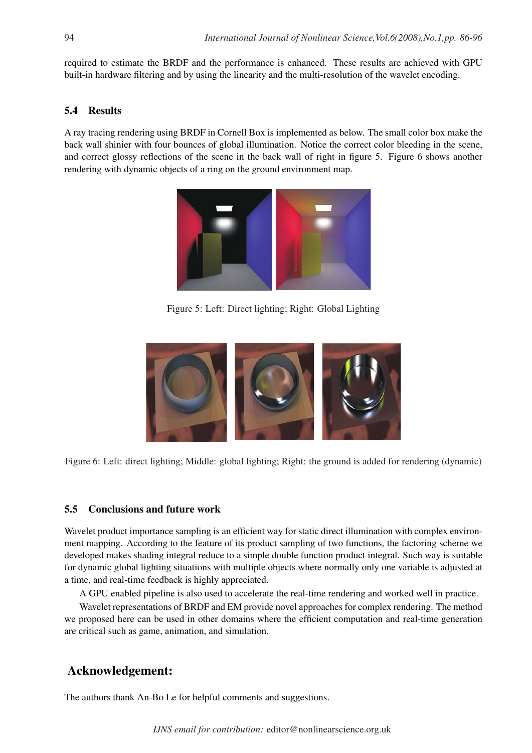required to estimate the BRDF and the performance is enhanced. These results are achieved with GPU built-in hardware filtering and by using the linearity and the multi-resolution of the wavelet encoding.

### 5.4 Results

A ray tracing rendering using BRDF in Cornell Box is implemented as below. The small color box make the back wall shinier with four bounces of global illumination. Notice the correct color bleeding in the scene, and correct glossy reflections of the scene in the back wall of right in figure 5. Figure 6 shows another rendering with dynamic objects of a ring on the ground environment map.

Figure 5: Left: Direct lighting; Right: Global Lighting

Figure 6: Left: direct lighting; Middle: global lighting; Right: the ground is added for rendering (dynamic)

### 5.5 Conclusions and future work

Wavelet product importance sampling is an efficient way for static direct illumination with complex environment mapping. According to the feature of its product sampling of two functions, the factoring scheme we developed makes shading integral reduce to a simple double function product integral. Such way is suitable for dynamic global lighting situations with multiple objects where normally only one variable is adjusted at a time, and real-time feedback is highly appreciated.

A GPU enabled pipeline is also used to accelerate the real-time rendering and worked well in practice.

Wavelet representations of BRDF and EM provide novel approaches for complex rendering. The method we proposed here can be used in other domains where the efficient computation and real-time generation are critical such as game, animation, and simulation.

## Acknowledgement:

The authors thank An-Bo Le for helpful comments and suggestions.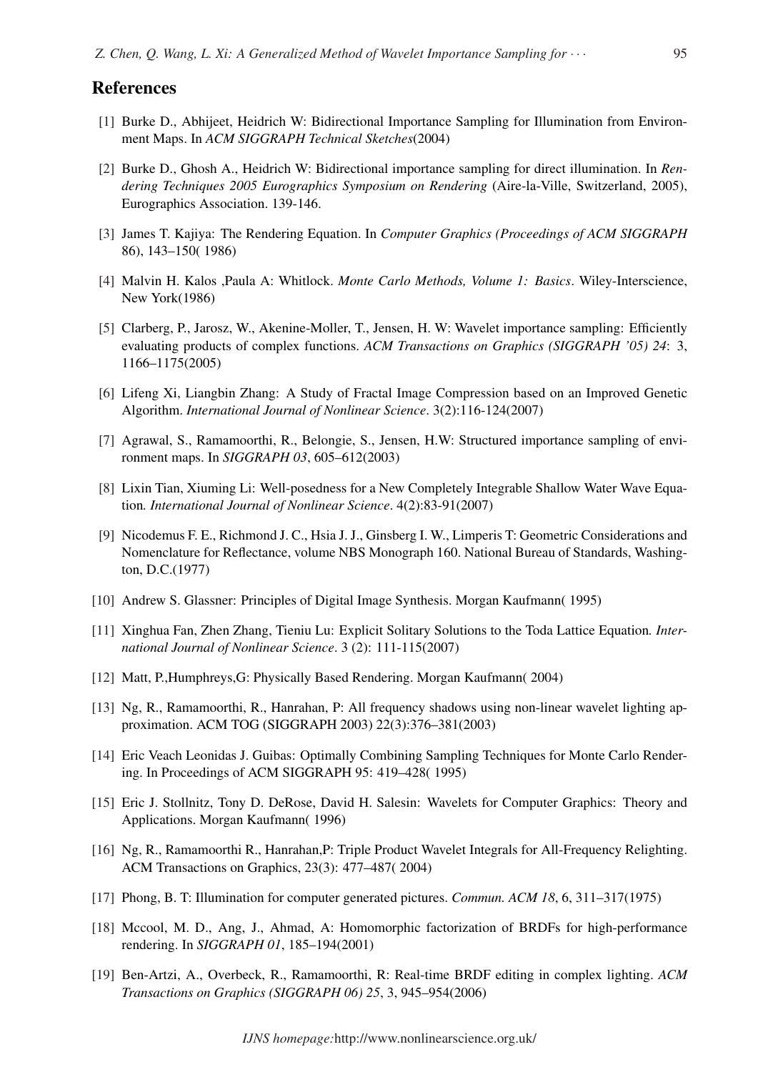## References

[1] Burke D., Abhijeet, Heidrich W: Bidirectional Importance Sampling for Illumination from Environment Maps. In *ACM SIGGRAPH Technical Sketches*(2004)

[2] Burke D., Ghosh A., Heidrich W: Bidirectional importance sampling for direct illumination. In *Rendering Techniques 2005 Eurographics Symposium on Rendering* (Aire-la-Ville, Switzerland, 2005), Eurographics Association. 139-146.

[3] James T. Kajiya: The Rendering Equation. In *Computer Graphics (Proceedings of ACM SIGGRAPH* 86), 143–150( 1986)

[4] Malvin H. Kalos ,Paula A: Whitlock. *Monte Carlo Methods, Volume 1: Basics*. Wiley-Interscience, New York(1986)

[5] Clarberg, P., Jarosz, W., Akenine-Moller, T., Jensen, H. W: Wavelet importance sampling: Efficiently evaluating products of complex functions. *ACM Transactions on Graphics (SIGGRAPH '05) 24*: 3, 1166–1175(2005)

[6] Lifeng Xi, Liangbin Zhang: A Study of Fractal Image Compression based on an Improved Genetic Algorithm. *International Journal of Nonlinear Science*. 3(2):116-124(2007)

[7] Agrawal, S., Ramamoorthi, R., Belongie, S., Jensen, H.W: Structured importance sampling of environment maps. In *SIGGRAPH 03*, 605–612(2003)

[8] Lixin Tian, Xiuming Li: Well-posedness for a New Completely Integrable Shallow Water Wave Equation. *International Journal of Nonlinear Science*. 4(2):83-91(2007)

[9] Nicodemus F. E., Richmond J. C., Hsia J. J., Ginsberg I. W., Limperis T: Geometric Considerations and Nomenclature for Reflectance, volume NBS Monograph 160. National Bureau of Standards, Washington, D.C.(1977)

[10] Andrew S. Glassner: Principles of Digital Image Synthesis. Morgan Kaufmann( 1995)

[11] Xinghua Fan, Zhen Zhang, Tieniu Lu: Explicit Solitary Solutions to the Toda Lattice Equation. *International Journal of Nonlinear Science*. 3 (2): 111-115(2007)

[12] Matt, P.,Humphreys,G: Physically Based Rendering. Morgan Kaufmann( 2004)

[13] Ng, R., Ramamoorthi, R., Hanrahan, P: All frequency shadows using non-linear wavelet lighting approximation. ACM TOG (SIGGRAPH 2003) 22(3):376–381(2003)

[14] Eric Veach Leonidas J. Guibas: Optimally Combining Sampling Techniques for Monte Carlo Rendering. In Proceedings of ACM SIGGRAPH 95: 419–428( 1995)

[15] Eric J. Stollnitz, Tony D. DeRose, David H. Salesin: Wavelets for Computer Graphics: Theory and Applications. Morgan Kaufmann( 1996)

[16] Ng, R., Ramamoorthi R., Hanrahan,P: Triple Product Wavelet Integrals for All-Frequency Relighting. ACM Transactions on Graphics, 23(3): 477–487( 2004)

[17] Phong, B. T: Illumination for computer generated pictures. *Commun. ACM 18*, 6, 311–317(1975)

[18] Mccool, M. D., Ang, J., Ahmad, A: Homomorphic factorization of BRDFs for high-performance rendering. In *SIGGRAPH 01*, 185–194(2001)

[19] Ben-Artzi, A., Overbeck, R., Ramamoorthi, R: Real-time BRDF editing in complex lighting. *ACM Transactions on Graphics (SIGGRAPH 06) 25*, 3, 945–954(2006)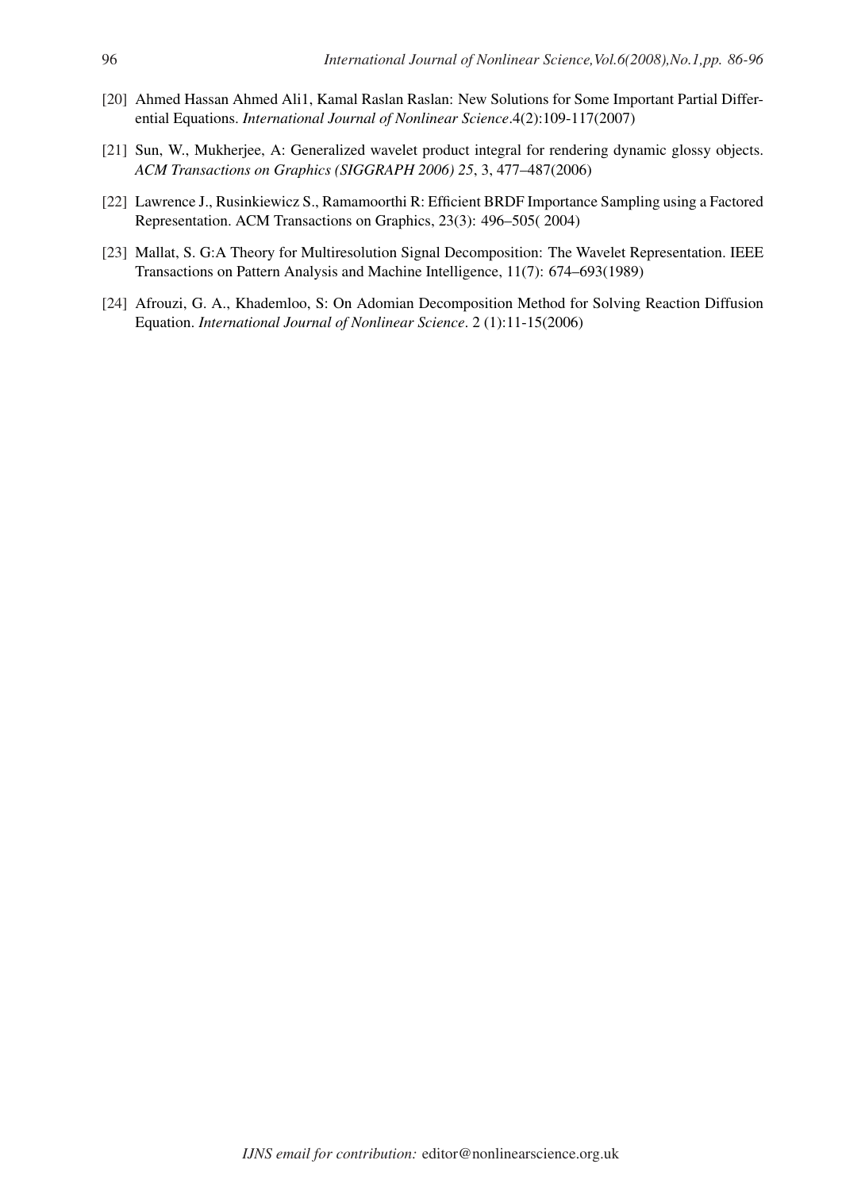[20] Ahmed Hassan Ahmed Ali1, Kamal Raslan Raslan: New Solutions for Some Important Partial Differential Equations. *International Journal of Nonlinear Science*.4(2):109-117(2007)

[21] Sun, W., Mukherjee, A: Generalized wavelet product integral for rendering dynamic glossy objects. *ACM Transactions on Graphics (SIGGRAPH 2006) 25*, 3, 477–487(2006)

[22] Lawrence J., Rusinkiewicz S., Ramamoorthi R: Efficient BRDF Importance Sampling using a Factored Representation. ACM Transactions on Graphics, 23(3): 496–505( 2004)

[23] Mallat, S. G:A Theory for Multiresolution Signal Decomposition: The Wavelet Representation. IEEE Transactions on Pattern Analysis and Machine Intelligence, 11(7): 674–693(1989)

[24] Afrouzi, G. A., Khademloo, S: On Adomian Decomposition Method for Solving Reaction Diffusion Equation. *International Journal of Nonlinear Science*. 2 (1):11-15(2006)